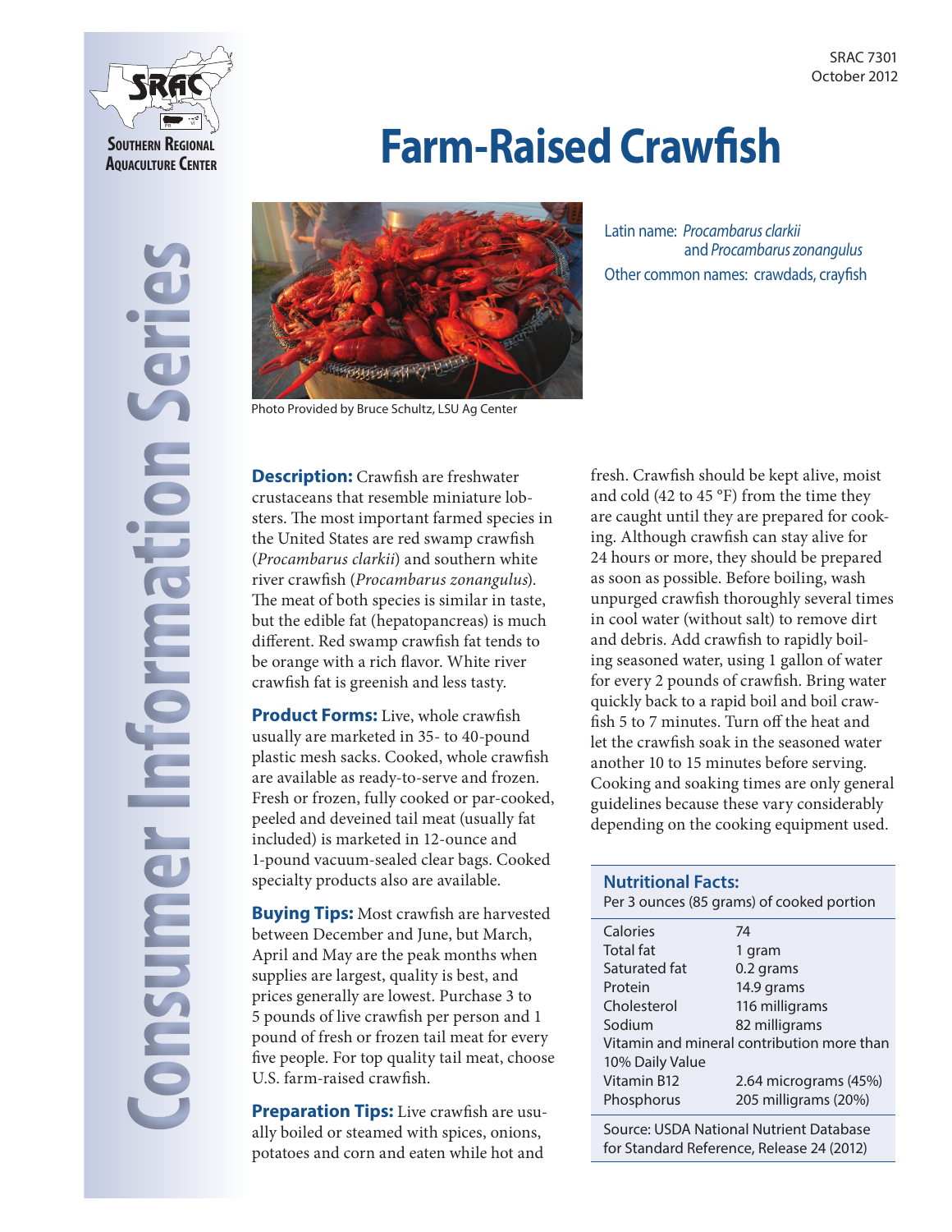SRAC 7301
October 2012

Southern Regional Aquaculture Center

Consumer Information Series

# Farm-Raised Crawfish

Photo Provided by Bruce Schultz, LSU Ag Center

Latin name: *Procambarus clarkii* and *Procambarus zonangulus*
Other common names: crawdads, crayfish

**Description:** Crawfish are freshwater crustaceans that resemble miniature lobsters. The most important farmed species in the United States are red swamp crawfish (*Procambarus clarkii*) and southern white river crawfish (*Procambarus zonangulus*). The meat of both species is similar in taste, but the edible fat (hepatopancreas) is much different. Red swamp crawfish fat tends to be orange with a rich flavor. White river crawfish fat is greenish and less tasty.

**Product Forms:** Live, whole crawfish usually are marketed in 35- to 40-pound plastic mesh sacks. Cooked, whole crawfish are available as ready-to-serve and frozen. Fresh or frozen, fully cooked or par-cooked, peeled and deveined tail meat (usually fat included) is marketed in 12-ounce and 1-pound vacuum-sealed clear bags. Cooked specialty products also are available.

**Buying Tips:** Most crawfish are harvested between December and June, but March, April and May are the peak months when supplies are largest, quality is best, and prices generally are lowest. Purchase 3 to 5 pounds of live crawfish per person and 1 pound of fresh or frozen tail meat for every five people. For top quality tail meat, choose U.S. farm-raised crawfish.

**Preparation Tips:** Live crawfish are usually boiled or steamed with spices, onions, potatoes and corn and eaten while hot and fresh. Crawfish should be kept alive, moist and cold (42 to 45 °F) from the time they are caught until they are prepared for cooking. Although crawfish can stay alive for 24 hours or more, they should be prepared as soon as possible. Before boiling, wash unpurged crawfish thoroughly several times in cool water (without salt) to remove dirt and debris. Add crawfish to rapidly boiling seasoned water, using 1 gallon of water for every 2 pounds of crawfish. Bring water quickly back to a rapid boil and boil crawfish 5 to 7 minutes. Turn off the heat and let the crawfish soak in the seasoned water another 10 to 15 minutes before serving. Cooking and soaking times are only general guidelines because these vary considerably depending on the cooking equipment used.

**Nutritional Facts:**
Per 3 ounces (85 grams) of cooked portion

| | |
|---|---|
| Calories | 74 |
| Total fat | 1 gram |
| Saturated fat | 0.2 grams |
| Protein | 14.9 grams |
| Cholesterol | 116 milligrams |
| Sodium | 82 milligrams |
| Vitamin and mineral contribution more than 10% Daily Value | |
| Vitamin B12 | 2.64 micrograms (45%) |
| Phosphorus | 205 milligrams (20%) |

Source: USDA National Nutrient Database for Standard Reference, Release 24 (2012)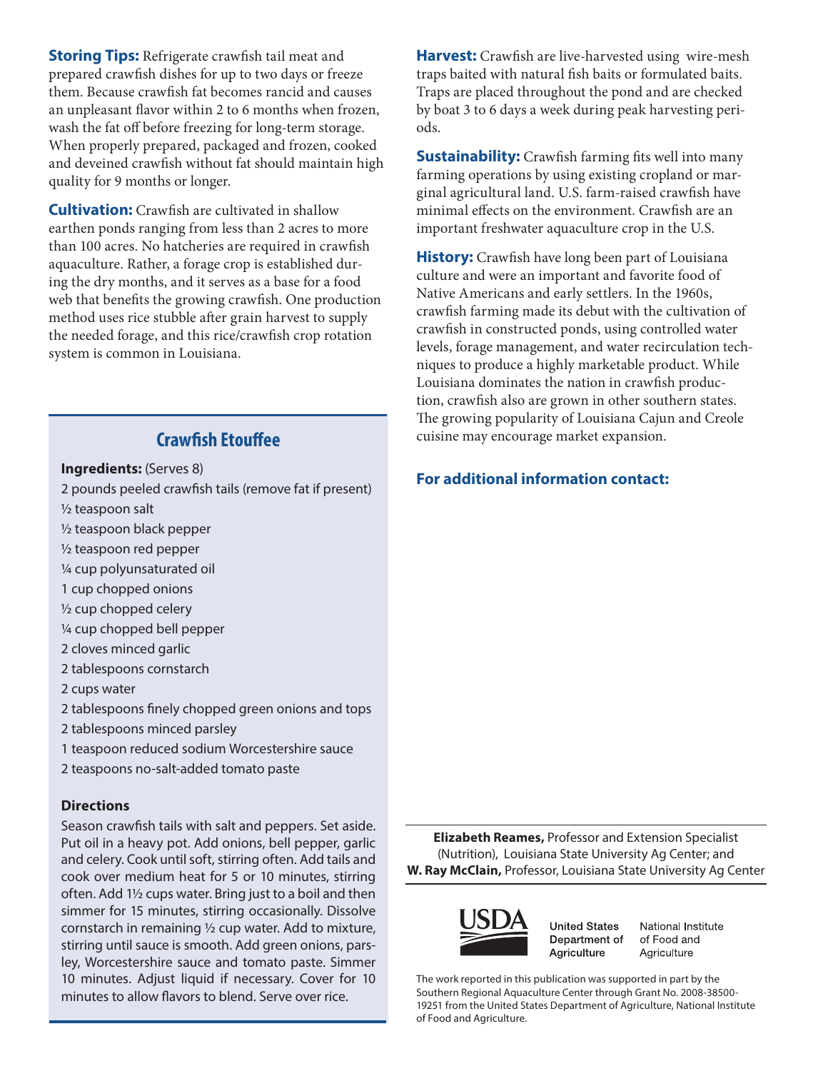**Storing Tips:** Refrigerate crawfish tail meat and prepared crawfish dishes for up to two days or freeze them. Because crawfish fat becomes rancid and causes an unpleasant flavor within 2 to 6 months when frozen, wash the fat off before freezing for long-term storage. When properly prepared, packaged and frozen, cooked and deveined crawfish without fat should maintain high quality for 9 months or longer.

**Cultivation:** Crawfish are cultivated in shallow earthen ponds ranging from less than 2 acres to more than 100 acres. No hatcheries are required in crawfish aquaculture. Rather, a forage crop is established during the dry months, and it serves as a base for a food web that benefits the growing crawfish. One production method uses rice stubble after grain harvest to supply the needed forage, and this rice/crawfish crop rotation system is common in Louisiana.

## Crawfish Etouffee

**Ingredients:** (Serves 8)

2 pounds peeled crawfish tails (remove fat if present)
½ teaspoon salt
½ teaspoon black pepper
½ teaspoon red pepper
¼ cup polyunsaturated oil
1 cup chopped onions
½ cup chopped celery
¼ cup chopped bell pepper
2 cloves minced garlic
2 tablespoons cornstarch
2 cups water
2 tablespoons finely chopped green onions and tops
2 tablespoons minced parsley
1 teaspoon reduced sodium Worcestershire sauce
2 teaspoons no-salt-added tomato paste

**Directions**

Season crawfish tails with salt and peppers. Set aside. Put oil in a heavy pot. Add onions, bell pepper, garlic and celery. Cook until soft, stirring often. Add tails and cook over medium heat for 5 or 10 minutes, stirring often. Add 1½ cups water. Bring just to a boil and then simmer for 15 minutes, stirring occasionally. Dissolve cornstarch in remaining ½ cup water. Add to mixture, stirring until sauce is smooth. Add green onions, parsley, Worcestershire sauce and tomato paste. Simmer 10 minutes. Adjust liquid if necessary. Cover for 10 minutes to allow flavors to blend. Serve over rice.

**Harvest:** Crawfish are live-harvested using wire-mesh traps baited with natural fish baits or formulated baits. Traps are placed throughout the pond and are checked by boat 3 to 6 days a week during peak harvesting periods.

**Sustainability:** Crawfish farming fits well into many farming operations by using existing cropland or marginal agricultural land. U.S. farm-raised crawfish have minimal effects on the environment. Crawfish are an important freshwater aquaculture crop in the U.S.

**History:** Crawfish have long been part of Louisiana culture and were an important and favorite food of Native Americans and early settlers. In the 1960s, crawfish farming made its debut with the cultivation of crawfish in constructed ponds, using controlled water levels, forage management, and water recirculation techniques to produce a highly marketable product. While Louisiana dominates the nation in crawfish production, crawfish also are grown in other southern states. The growing popularity of Louisiana Cajun and Creole cuisine may encourage market expansion.

**For additional information contact:**

**Elizabeth Reames,** Professor and Extension Specialist (Nutrition), Louisiana State University Ag Center; and **W. Ray McClain,** Professor, Louisiana State University Ag Center

USDA United States Department of Agriculture National Institute of Food and Agriculture

The work reported in this publication was supported in part by the Southern Regional Aquaculture Center through Grant No. 2008-38500-19251 from the United States Department of Agriculture, National Institute of Food and Agriculture.